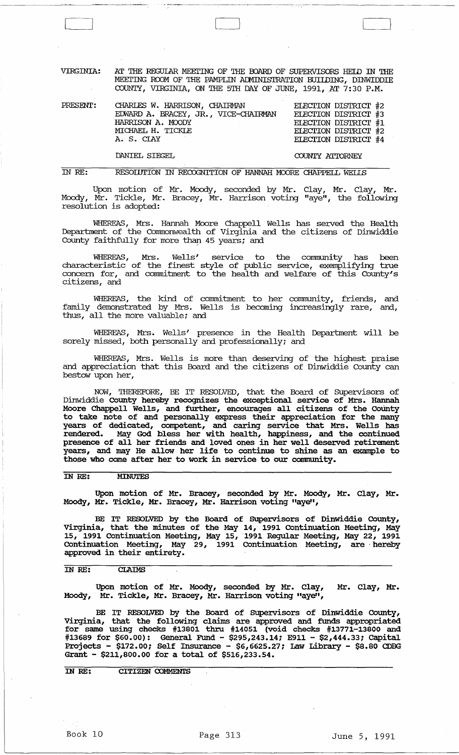VIRGINIA: AT THE REGULAR MEETING OF THE BOARD OF SUPERVISORS HELD IN THE MEETING ROOM OF THE PAMPLIN ADMINISTRATION BUILDING, DINWIDDIE COUNTY, VIRGINIA, ON THE 5TH DAY OF JUNE, 1991, AT 7:30 P.M.

| PRESENT: | | |
|---|---|---|
| | CHARLES W. HARRISON, CHAIRMAN | ELECTION DISTRICT #2 |
| | EDWARD A. BRACEY, JR., VICE-CHAIRMAN | ELECTION DISTRICT #3 |
| | HARRISON A. MOODY | ELECTION DISTRICT #1 |
| | MICHAEL H. TICKLE | ELECTION DISTRICT #2 |
| | A. S. CLAY | ELECTION DISTRICT #4 |
| | DANIEL SIEGEL | COUNTY ATTORNEY |

IN RE: RESOLUTION IN RECOGNITION OF HANNAH MOORE CHAPPELL WELLS

Upon motion of Mr. Moody, seconded by Mr. Clay, Mr. Clay, Mr. Moody, Mr. Tickle, Mr. Bracey, Mr. Harrison voting "aye", the following resolution is adopted:

WHEREAS, Mrs. Hannah Moore Chappell Wells has served the Health Department of the Commonwealth of Virginia and the citizens of Dinwiddie County faithfully for more than 45 years; and

WHEREAS, Mrs. Wells' service to the community has been characteristic of the finest style of public service, exemplifying true concern for, and commitment to the health and welfare of this County's citizens, and

WHEREAS, the kind of commitment to her community, friends, and family demonstrated by Mrs. Wells is becoming increasingly rare, and, thus, all the more valuable; and

WHEREAS, Mrs. Wells' presence in the Health Department will be sorely missed, both personally and professionally; and

WHEREAS, Mrs. Wells is more than deserving of the highest praise and appreciation that this Board and the citizens of Dinwiddie County can bestow upon her,

NOW, THEREFORE, BE IT RESOLVED, that the Board of Supervisors of Dinwiddie County hereby recognizes the exceptional service of Mrs. Hannah Moore Chappell Wells, and further, encourages all citizens of the County to take note of and personally express their appreciation for the many years of dedicated, competent, and caring service that Mrs. Wells has rendered. May God bless her with health, happiness, and the continued presence of all her friends and loved ones in her well deserved retirement years, and may He allow her life to continue to shine as an example to those who come after her to work in service to our community.

IN RE: MINUTES

Upon motion of Mr. Bracey, seconded by Mr. Moody, Mr. Clay, Mr. Moody, Mr. Tickle, Mr. Bracey, Mr. Harrison voting "aye",

BE IT RESOLVED by the Board of Supervisors of Dinwiddie County, Virginia, that the minutes of the May 14, 1991 Continuation Meeting, May 15, 1991 Continuation Meeting, May 15, 1991 Regular Meeting, May 22, 1991 Continuation Meeting, May 29, 1991 Continuation Meeting, are hereby approved in their entirety.

IN RE: CLAIMS

Upon motion of Mr. Moody, seconded by Mr. Clay, Mr. Clay, Mr. Moody, Mr. Tickle, Mr. Bracey, Mr. Harrison voting "aye",

BE IT RESOLVED by the Board of Supervisors of Dinwiddie County, Virginia, that the following claims are approved and funds appropriated for same using checks #13801 thru #14051 (void checks #13771-13800 and #13689 for $60.00): General Fund - $295,243.14; E911 - $2,444.33; Capital Projects - $172.00; Self Insurance - $6,6625.27; Law Library - $8.80 CDBG Grant - $211,800.00 for a total of $516,233.54.

IN RE: CITIZEN COMMENTS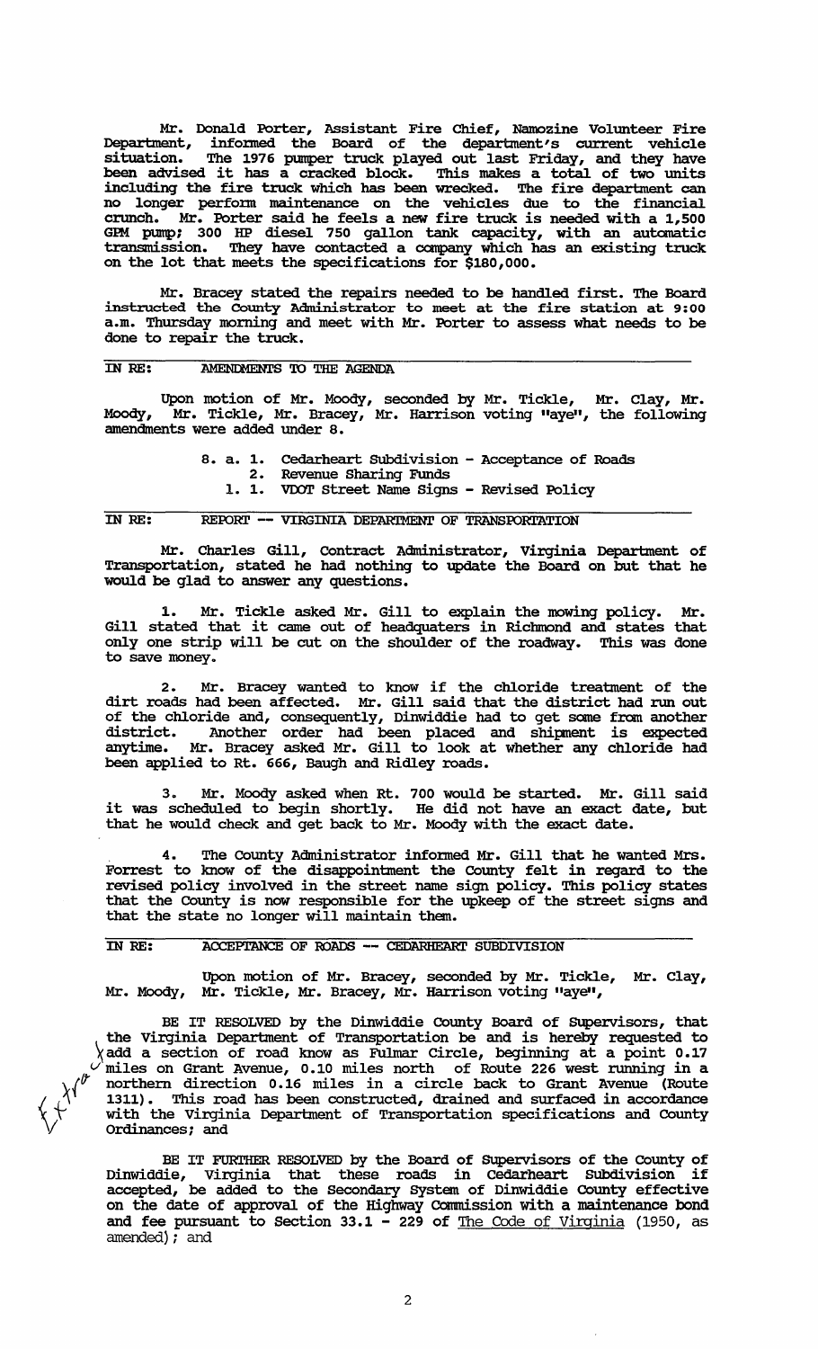Mr. Donald Porter, Assistant Fire Chief, Namozine Volunteer Fire Department, informed the Board of the department's current vehicle situation. The 1976 pumper truck played out last Friday, and they have been advised it has a cracked block. This makes a total of two units including the fire truck which has been wrecked. The fire department can no longer perform maintenance on the vehicles due to the financial crunch. Mr. Porter said he feels a new fire truck is needed with a 1,500 GPM pump; 300 HP diesel 750 gallon tank capacity, with an automatic transmission. They have contacted a company which has an existing truck on the lot that meets the specifications for $180,000.

Mr. Bracey stated the repairs needed to be handled first. The Board instructed the County Administrator to meet at the fire station at 9:00 a.m. Thursday morning and meet with Mr. Porter to assess what needs to be done to repair the truck.

IN RE: AMENDMENTS TO THE AGENDA

Upon motion of Mr. Moody, seconded by Mr. Tickle, Mr. Clay, Mr. Moody, Mr. Tickle, Mr. Bracey, Mr. Harrison voting "aye", the following amendments were added under 8.

8. a. 1. Cedarheart Subdivision - Acceptance of Roads
   2. Revenue Sharing Funds
   1. 1. VDOT Street Name Signs - Revised Policy

IN RE: REPORT -- VIRGINIA DEPARTMENT OF TRANSPORTATION

Mr. Charles Gill, Contract Administrator, Virginia Department of Transportation, stated he had nothing to update the Board on but that he would be glad to answer any questions.

1. Mr. Tickle asked Mr. Gill to explain the mowing policy. Mr. Gill stated that it came out of headquaters in Richmond and states that only one strip will be cut on the shoulder of the roadway. This was done to save money.

2. Mr. Bracey wanted to know if the chloride treatment of the dirt roads had been affected. Mr. Gill said that the district had run out of the chloride and, consequently, Dinwiddie had to get some from another district. Another order had been placed and shipment is expected anytime. Mr. Bracey asked Mr. Gill to look at whether any chloride had been applied to Rt. 666, Baugh and Ridley roads.

3. Mr. Moody asked when Rt. 700 would be started. Mr. Gill said it was scheduled to begin shortly. He did not have an exact date, but that he would check and get back to Mr. Moody with the exact date.

4. The County Administrator informed Mr. Gill that he wanted Mrs. Forrest to know of the disappointment the County felt in regard to the revised policy involved in the street name sign policy. This policy states that the County is now responsible for the upkeep of the street signs and that the state no longer will maintain them.

IN RE: ACCEPTANCE OF ROADS -- CEDARHEART SUBDIVISION

Upon motion of Mr. Bracey, seconded by Mr. Tickle, Mr. Clay, Mr. Moody, Mr. Tickle, Mr. Bracey, Mr. Harrison voting "aye",

BE IT RESOLVED by the Dinwiddie County Board of Supervisors, that the Virginia Department of Transportation be and is hereby requested to add a section of road know as Fulmar Circle, beginning at a point 0.17 miles on Grant Avenue, 0.10 miles north of Route 226 west running in a northern direction 0.16 miles in a circle back to Grant Avenue (Route 1311). This road has been constructed, drained and surfaced in accordance with the Virginia Department of Transportation specifications and County Ordinances; and

BE IT FURTHER RESOLVED by the Board of Supervisors of the County of Dinwiddie, Virginia that these roads in Cedarheart Subdivision if accepted, be added to the Secondary System of Dinwiddie County effective on the date of approval of the Highway Commission with a maintenance bond and fee pursuant to Section 33.1 - 229 of The Code of Virginia (1950, as amended); and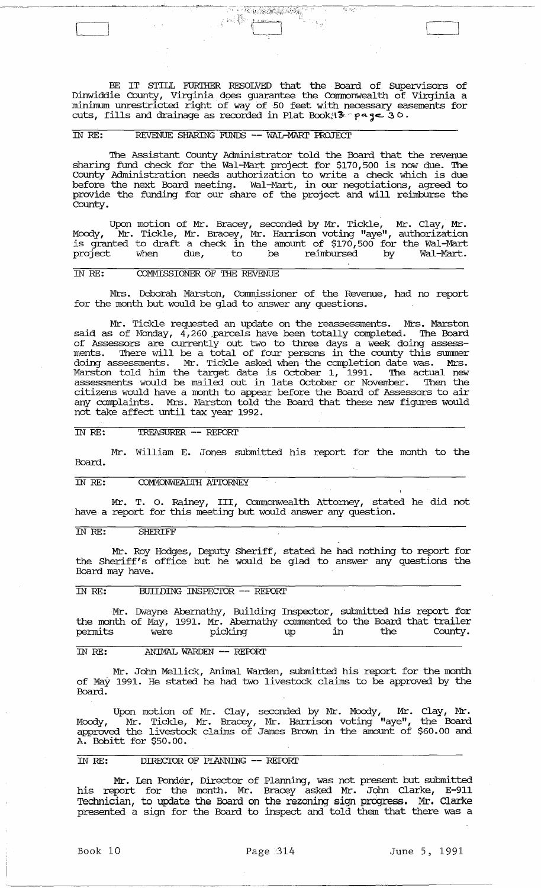BE IT STILL FURTHER RESOLVED that the Board of Supervisors of Dinwiddie County, Virginia does guarantee the Commonwealth of Virginia a minimum unrestricted right of way of 50 feet with necessary easements for cuts, fills and drainage as recorded in Plat Book 13 page 30.

IN RE: REVENUE SHARING FUNDS -- WAL-MART PROJECT

The Assistant County Administrator told the Board that the revenue sharing fund check for the Wal-Mart project for $170,500 is now due. The County Administration needs authorization to write a check which is due before the next Board meeting. Wal-Mart, in our negotiations, agreed to provide the funding for our share of the project and will reimburse the County.

Upon motion of Mr. Bracey, seconded by Mr. Tickle, Mr. Clay, Mr. Moody, Mr. Tickle, Mr. Bracey, Mr. Harrison voting "aye", authorization is granted to draft a check in the amount of $170,500 for the Wal-Mart project when due, to be reimbursed by Wal-Mart.

IN RE: COMMISSIONER OF THE REVENUE

Mrs. Deborah Marston, Commissioner of the Revenue, had no report for the month but would be glad to answer any questions.

Mr. Tickle requested an update on the reassessments. Mrs. Marston said as of Monday, 4,260 parcels have been totally completed. The Board of Assessors are currently out two to three days a week doing assessments. There will be a total of four persons in the county this summer doing assessments. Mr. Tickle asked when the completion date was. Mrs. Marston told him the target date is October 1, 1991. The actual new assessments would be mailed out in late October or November. Then the citizens would have a month to appear before the Board of Assessors to air any complaints. Mrs. Marston told the Board that these new figures would not take affect until tax year 1992.

IN RE: TREASURER -- REPORT

Mr. William E. Jones submitted his report for the month to the Board.

IN RE: COMMONWEALTH ATTORNEY

Mr. T. O. Rainey, III, Commonwealth Attorney, stated he did not have a report for this meeting but would answer any question.

IN RE: SHERIFF

Mr. Roy Hodges, Deputy Sheriff, stated he had nothing to report for the Sheriff's office but he would be glad to answer any questions the Board may have.

IN RE: BUILDING INSPECTOR -- REPORT

Mr. Dwayne Abernathy, Building Inspector, submitted his report for the month of May, 1991. Mr. Abernathy commented to the Board that trailer permits were picking up in the County.

IN RE: ANIMAL WARDEN -- REPORT

Mr. John Mellick, Animal Warden, submitted his report for the month of May 1991. He stated he had two livestock claims to be approved by the Board.

Upon motion of Mr. Clay, seconded by Mr. Moody, Mr. Clay, Mr. Moody, Mr. Tickle, Mr. Bracey, Mr. Harrison voting "aye", the Board approved the livestock claims of James Brown in the amount of $60.00 and A. Bobitt for $50.00.

IN RE: DIRECTOR OF PLANNING -- REPORT

Mr. Len Ponder, Director of Planning, was not present but submitted his report for the month. Mr. Bracey asked Mr. John Clarke, E-911 Technician, to update the Board on the rezoning sign progress. Mr. Clarke presented a sign for the Board to inspect and told them that there was a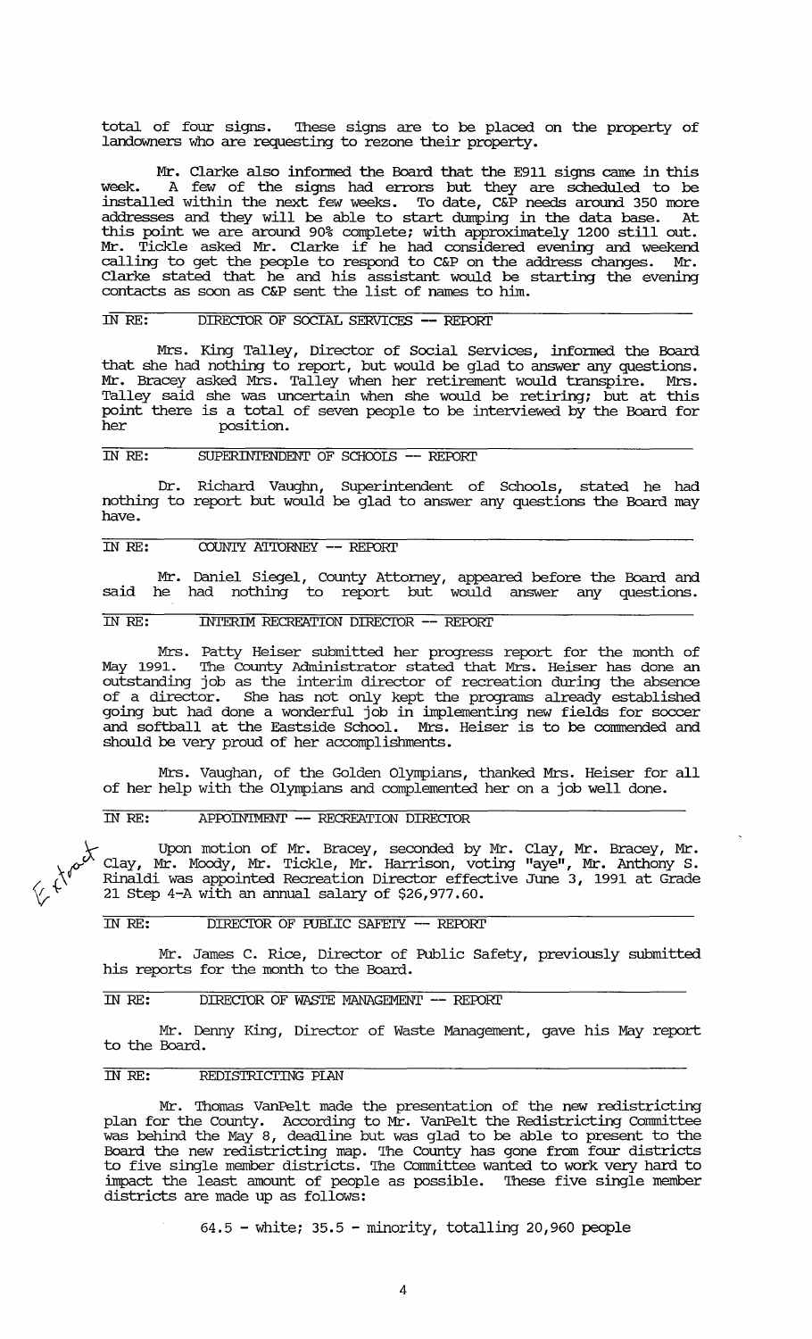total of four signs. These signs are to be placed on the property of landowners who are requesting to rezone their property.

Mr. Clarke also informed the Board that the E911 signs came in this week. A few of the signs had errors but they are scheduled to be installed within the next few weeks. To date, C&P needs around 350 more addresses and they will be able to start dumping in the data base. At this point we are around 90% complete; with approximately 1200 still out. Mr. Tickle asked Mr. Clarke if he had considered evening and weekend calling to get the people to respond to C&P on the address changes. Mr. Clarke stated that he and his assistant would be starting the evening contacts as soon as C&P sent the list of names to him.

IN RE: DIRECTOR OF SOCIAL SERVICES -- REPORT

Mrs. King Talley, Director of Social Services, informed the Board that she had nothing to report, but would be glad to answer any questions. Mr. Bracey asked Mrs. Talley when her retirement would transpire. Mrs. Talley said she was uncertain when she would be retiring; but at this point there is a total of seven people to be interviewed by the Board for her position.

IN RE: SUPERINTENDENT OF SCHOOLS -- REPORT

Dr. Richard Vaughn, Superintendent of Schools, stated he had nothing to report but would be glad to answer any questions the Board may have.

IN RE: COUNTY ATTORNEY -- REPORT

Mr. Daniel Siegel, County Attorney, appeared before the Board and said he had nothing to report but would answer any questions.

IN RE: INTERIM RECREATION DIRECTOR -- REPORT

Mrs. Patty Heiser submitted her progress report for the month of May 1991. The County Administrator stated that Mrs. Heiser has done an outstanding job as the interim director of recreation during the absence of a director. She has not only kept the programs already established going but had done a wonderful job in implementing new fields for soccer and softball at the Eastside School. Mrs. Heiser is to be commended and should be very proud of her accomplishments.

Mrs. Vaughan, of the Golden Olympians, thanked Mrs. Heiser for all of her help with the Olympians and complemented her on a job well done.

IN RE: APPOINTMENT -- RECREATION DIRECTOR

Extract

Upon motion of Mr. Bracey, seconded by Mr. Clay, Mr. Bracey, Mr. Clay, Mr. Moody, Mr. Tickle, Mr. Harrison, voting "aye", Mr. Anthony S. Rinaldi was appointed Recreation Director effective June 3, 1991 at Grade 21 Step 4-A with an annual salary of $26,977.60.

IN RE: DIRECTOR OF PUBLIC SAFETY -- REPORT

Mr. James C. Rice, Director of Public Safety, previously submitted his reports for the month to the Board.

IN RE: DIRECTOR OF WASTE MANAGEMENT -- REPORT

Mr. Denny King, Director of Waste Management, gave his May report to the Board.

IN RE: REDISTRICTING PLAN

Mr. Thomas VanPelt made the presentation of the new redistricting plan for the County. According to Mr. VanPelt the Redistricting Committee was behind the May 8, deadline but was glad to be able to present to the Board the new redistricting map. The County has gone from four districts to five single member districts. The Committee wanted to work very hard to impact the least amount of people as possible. These five single member districts are made up as follows:

64.5 - white; 35.5 - minority, totalling 20,960 people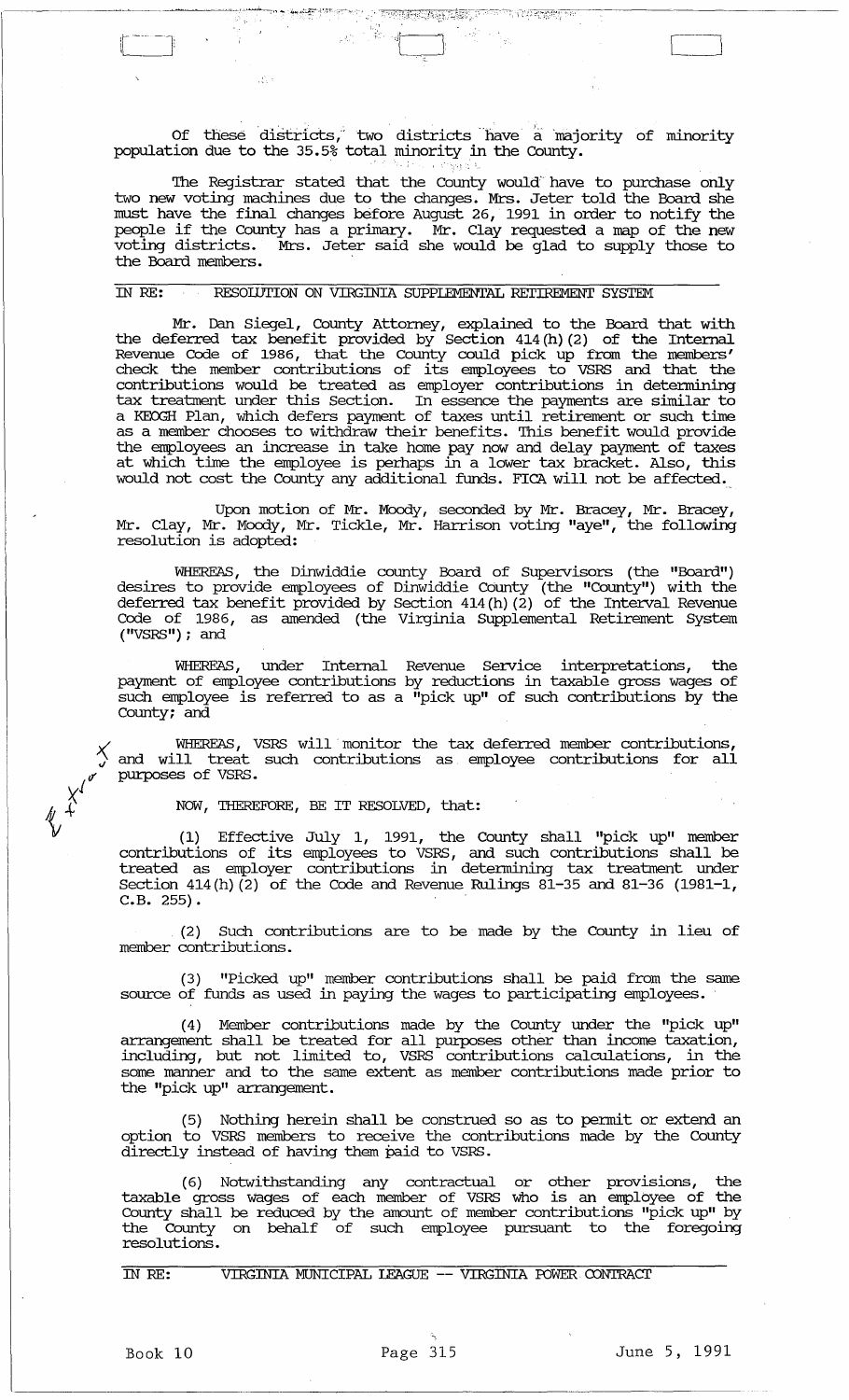Of these districts, two districts have a majority of minority population due to the 35.5% total minority in the County.

The Registrar stated that the County would have to purchase only two new voting machines due to the changes. Mrs. Jeter told the Board she must have the final changes before August 26, 1991 in order to notify the people if the County has a primary. Mr. Clay requested a map of the new voting districts. Mrs. Jeter said she would be glad to supply those to the Board members.

IN RE: RESOLUTION ON VIRGINIA SUPPLEMENTAL RETIREMENT SYSTEM

Mr. Dan Siegel, County Attorney, explained to the Board that with the deferred tax benefit provided by Section 414(h)(2) of the Internal Revenue Code of 1986, that the County could pick up from the members' check the member contributions of its employees to VSRS and that the contributions would be treated as employer contributions in determining tax treatment under this Section. In essence the payments are similar to a KEOGH Plan, which defers payment of taxes until retirement or such time as a member chooses to withdraw their benefits. This benefit would provide the employees an increase in take home pay now and delay payment of taxes at which time the employee is perhaps in a lower tax bracket. Also, this would not cost the County any additional funds. FICA will not be affected.

Upon motion of Mr. Moody, seconded by Mr. Bracey, Mr. Bracey, Mr. Clay, Mr. Moody, Mr. Tickle, Mr. Harrison voting "aye", the following resolution is adopted:

WHEREAS, the Dinwiddie county Board of Supervisors (the "Board") desires to provide employees of Dinwiddie County (the "County") with the deferred tax benefit provided by Section 414(h)(2) of the Interval Revenue Code of 1986, as amended (the Virginia Supplemental Retirement System ("VSRS"); and

WHEREAS, under Internal Revenue Service interpretations, the payment of employee contributions by reductions in taxable gross wages of such employee is referred to as a "pick up" of such contributions by the County; and

WHEREAS, VSRS will monitor the tax deferred member contributions, and will treat such contributions as employee contributions for all purposes of VSRS.

NOW, THEREFORE, BE IT RESOLVED, that:

(1) Effective July 1, 1991, the County shall "pick up" member contributions of its employees to VSRS, and such contributions shall be treated as employer contributions in determining tax treatment under Section 414(h)(2) of the Code and Revenue Rulings 81-35 and 81-36 (1981-1, C.B. 255).

(2) Such contributions are to be made by the County in lieu of member contributions.

(3) "Picked up" member contributions shall be paid from the same source of funds as used in paying the wages to participating employees.

(4) Member contributions made by the County under the "pick up" arrangement shall be treated for all purposes other than income taxation, including, but not limited to, VSRS contributions calculations, in the some manner and to the same extent as member contributions made prior to the "pick up" arrangement.

(5) Nothing herein shall be construed so as to permit or extend an option to VSRS members to receive the contributions made by the County directly instead of having them paid to VSRS.

(6) Notwithstanding any contractual or other provisions, the taxable gross wages of each member of VSRS who is an employee of the County shall be reduced by the amount of member contributions "pick up" by the County on behalf of such employee pursuant to the foregoing resolutions.

IN RE: VIRGINIA MUNICIPAL LEAGUE -- VIRGINIA POWER CONTRACT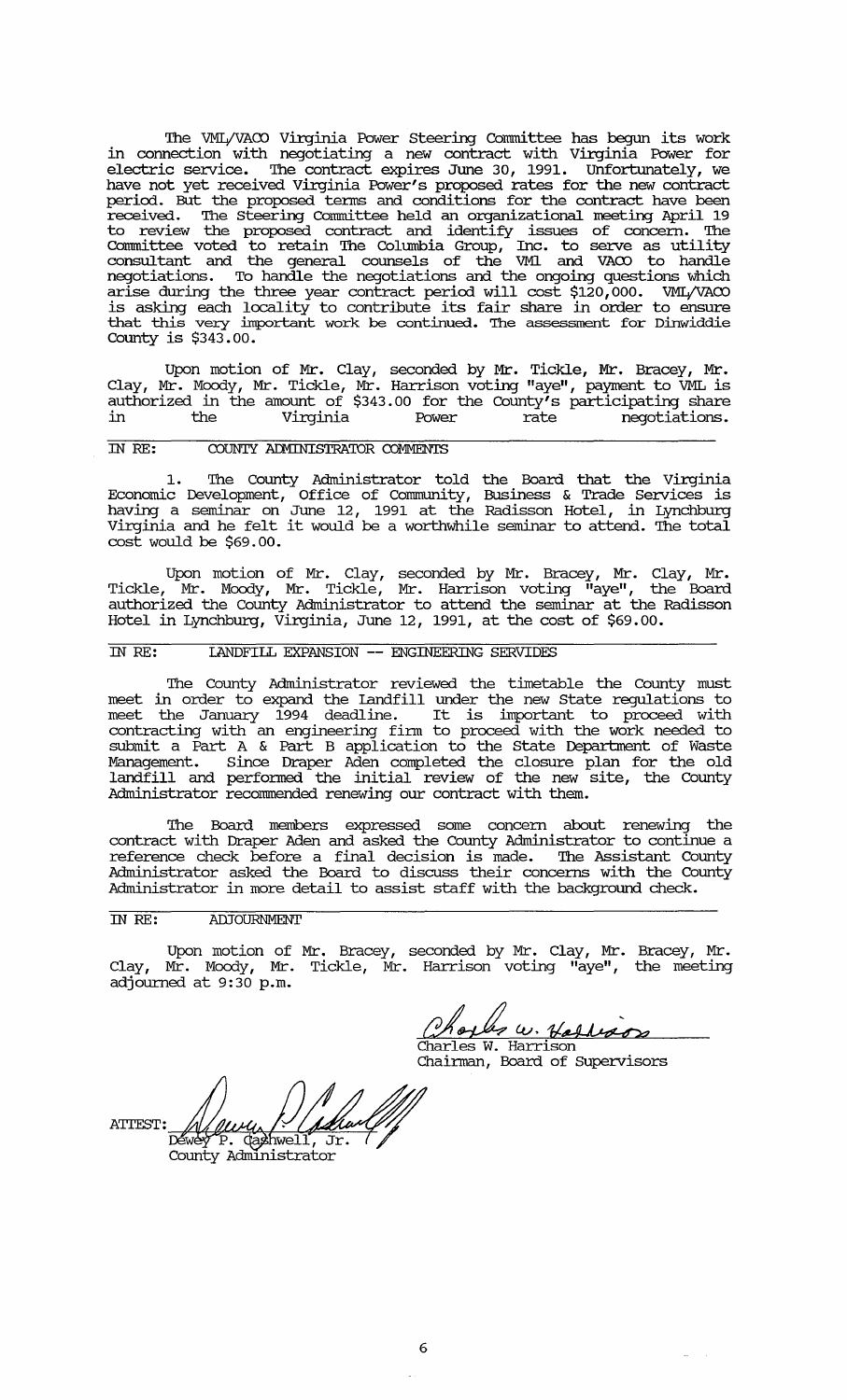The VML/VACO Virginia Power Steering Committee has begun its work in connection with negotiating a new contract with Virginia Power for electric service. The contract expires June 30, 1991. Unfortunately, we have not yet received Virginia Power's proposed rates for the new contract period. But the proposed terms and conditions for the contract have been received. The Steering Committee held an organizational meeting April 19 to review the proposed contract and identify issues of concern. The Committee voted to retain The Columbia Group, Inc. to serve as utility consultant and the general counsels of the VML and VACO to handle negotiations. To handle the negotiations and the ongoing questions which arise during the three year contract period will cost $120,000. VML/VACO is asking each locality to contribute its fair share in order to ensure that this very important work be continued. The assessment for Dinwiddie County is $343.00.

Upon motion of Mr. Clay, seconded by Mr. Tickle, Mr. Bracey, Mr. Clay, Mr. Moody, Mr. Tickle, Mr. Harrison voting "aye", payment to VML is authorized in the amount of $343.00 for the County's participating share in the Virginia Power rate negotiations.

IN RE: COUNTY ADMINISTRATOR COMMENTS

1. The County Administrator told the Board that the Virginia Economic Development, Office of Community, Business & Trade Services is having a seminar on June 12, 1991 at the Radisson Hotel, in Lynchburg Virginia and he felt it would be a worthwhile seminar to attend. The total cost would be $69.00.

Upon motion of Mr. Clay, seconded by Mr. Bracey, Mr. Clay, Mr. Tickle, Mr. Moody, Mr. Tickle, Mr. Harrison voting "aye", the Board authorized the County Administrator to attend the seminar at the Radisson Hotel in Lynchburg, Virginia, June 12, 1991, at the cost of $69.00.

IN RE: LANDFILL EXPANSION -- ENGINEERING SERVIDES

The County Administrator reviewed the timetable the County must meet in order to expand the Landfill under the new State regulations to meet the January 1994 deadline. It is important to proceed with contracting with an engineering firm to proceed with the work needed to submit a Part A & Part B application to the State Department of Waste Management. Since Draper Aden completed the closure plan for the old landfill and performed the initial review of the new site, the County Administrator recommended renewing our contract with them.

The Board members expressed some concern about renewing the contract with Draper Aden and asked the County Administrator to continue a reference check before a final decision is made. The Assistant County Administrator asked the Board to discuss their concerns with the County Administrator in more detail to assist staff with the background check.

IN RE: ADJOURNMENT

Upon motion of Mr. Bracey, seconded by Mr. Clay, Mr. Bracey, Mr. Clay, Mr. Moody, Mr. Tickle, Mr. Harrison voting "aye", the meeting adjourned at 9:30 p.m.

Charles W. Harrison
Chairman, Board of Supervisors

ATTEST:
Dewey P. Cashwell, Jr.
County Administrator